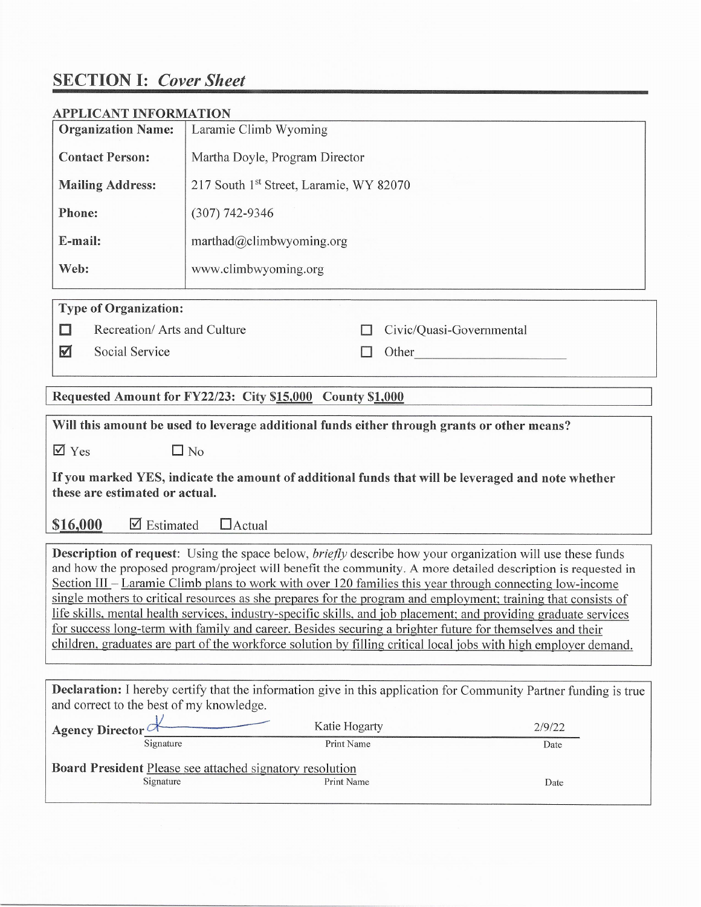# SECTION I: *Cover Sheet*

## APPLICANT INFORMATION

| | |
|---|---|
| **Organization Name:** | Laramie Climb Wyoming |
| **Contact Person:** | Martha Doyle, Program Director |
| **Mailing Address:** | 217 South 1st Street, Laramie, WY 82070 |
| **Phone:** | (307) 742-9346 |
| **E-mail:** | marthad@climbwyoming.org |
| **Web:** | www.climbwyoming.org |

**Type of Organization:**

- ☐ Recreation/ Arts and Culture
- ☑ Social Service
- ☐ Civic/Quasi-Governmental
- ☐ Other ____________________

**Requested Amount for FY22/23: City $15,000 County $1,000**

**Will this amount be used to leverage additional funds either through grants or other means?**

☑ Yes ☐ No

**If you marked YES, indicate the amount of additional funds that will be leveraged and note whether these are estimated or actual.**

**$16,000** ☑ Estimated ☐ Actual

**Description of request**: Using the space below, *briefly* describe how your organization will use these funds and how the proposed program/project will benefit the community. A more detailed description is requested in Section III – Laramie Climb plans to work with over 120 families this year through connecting low-income single mothers to critical resources as she prepares for the program and employment; training that consists of life skills, mental health services, industry-specific skills, and job placement; and providing graduate services for success long-term with family and career. Besides securing a brighter future for themselves and their children, graduates are part of the workforce solution by filling critical local jobs with high employer demand.

**Declaration:** I hereby certify that the information give in this application for Community Partner funding is true and correct to the best of my knowledge.

| **Agency Director** [signature] | Katie Hogarty | 2/9/22 |
|---|---|---|
| Signature | Print Name | Date |

| **Board President** Please see attached signatory resolution | | |
|---|---|---|
| Signature | Print Name | Date |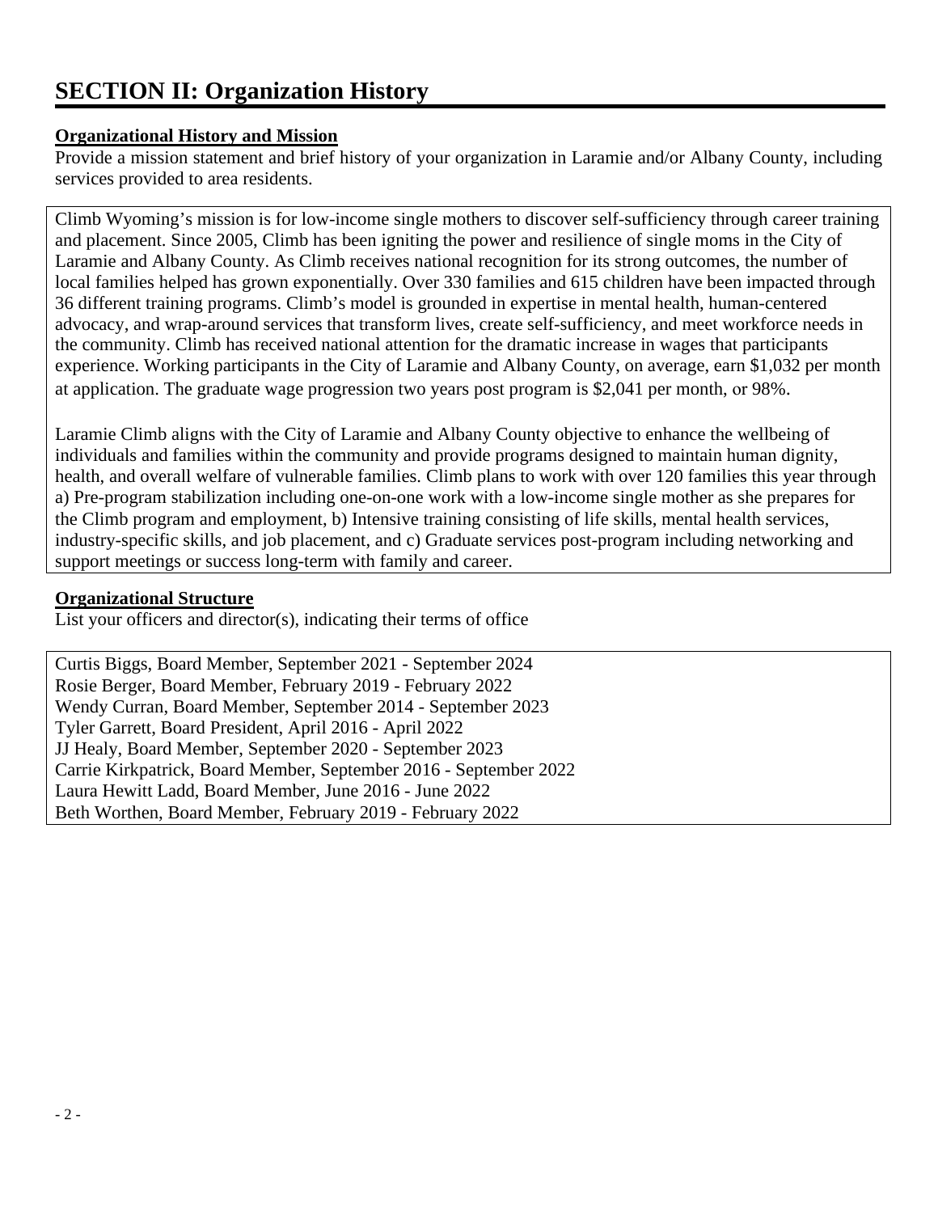# SECTION II: Organization History

### Organizational History and Mission

Provide a mission statement and brief history of your organization in Laramie and/or Albany County, including services provided to area residents.

Climb Wyoming's mission is for low-income single mothers to discover self-sufficiency through career training and placement. Since 2005, Climb has been igniting the power and resilience of single moms in the City of Laramie and Albany County. As Climb receives national recognition for its strong outcomes, the number of local families helped has grown exponentially. Over 330 families and 615 children have been impacted through 36 different training programs. Climb's model is grounded in expertise in mental health, human-centered advocacy, and wrap-around services that transform lives, create self-sufficiency, and meet workforce needs in the community. Climb has received national attention for the dramatic increase in wages that participants experience. Working participants in the City of Laramie and Albany County, on average, earn $1,032 per month at application. The graduate wage progression two years post program is $2,041 per month, or 98%.

Laramie Climb aligns with the City of Laramie and Albany County objective to enhance the wellbeing of individuals and families within the community and provide programs designed to maintain human dignity, health, and overall welfare of vulnerable families. Climb plans to work with over 120 families this year through a) Pre-program stabilization including one-on-one work with a low-income single mother as she prepares for the Climb program and employment, b) Intensive training consisting of life skills, mental health services, industry-specific skills, and job placement, and c) Graduate services post-program including networking and support meetings or success long-term with family and career.

### Organizational Structure

List your officers and director(s), indicating their terms of office

Curtis Biggs, Board Member, September 2021 - September 2024
Rosie Berger, Board Member, February 2019 - February 2022
Wendy Curran, Board Member, September 2014 - September 2023
Tyler Garrett, Board President, April 2016 - April 2022
JJ Healy, Board Member, September 2020 - September 2023
Carrie Kirkpatrick, Board Member, September 2016 - September 2022
Laura Hewitt Ladd, Board Member, June 2016 - June 2022
Beth Worthen, Board Member, February 2019 - February 2022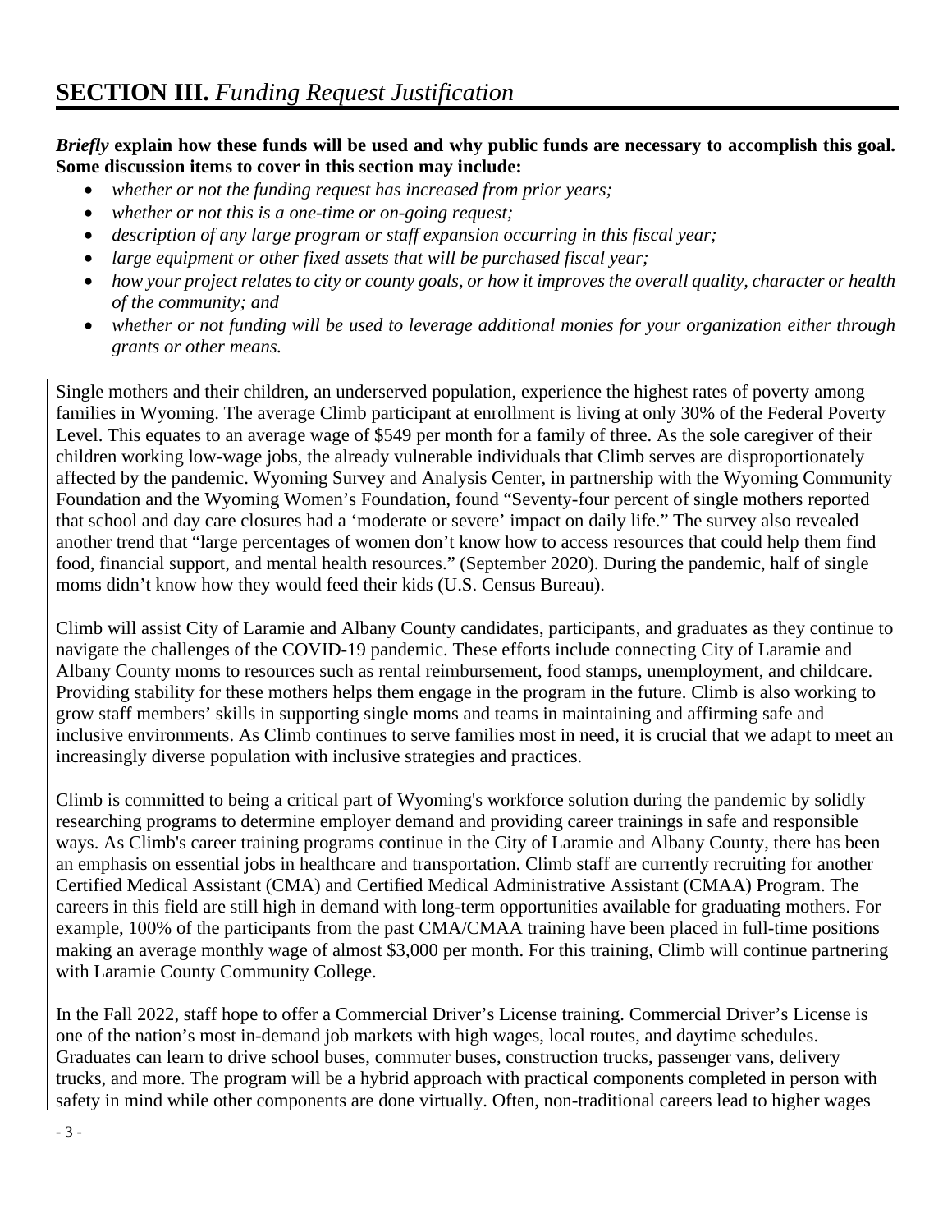## **SECTION III.** *Funding Request Justification*

***Briefly* explain how these funds will be used and why public funds are necessary to accomplish this goal. Some discussion items to cover in this section may include:**

- *whether or not the funding request has increased from prior years;*
- *whether or not this is a one-time or on-going request;*
- *description of any large program or staff expansion occurring in this fiscal year;*
- *large equipment or other fixed assets that will be purchased fiscal year;*
- *how your project relates to city or county goals, or how it improves the overall quality, character or health of the community; and*
- *whether or not funding will be used to leverage additional monies for your organization either through grants or other means.*

Single mothers and their children, an underserved population, experience the highest rates of poverty among families in Wyoming. The average Climb participant at enrollment is living at only 30% of the Federal Poverty Level. This equates to an average wage of $549 per month for a family of three. As the sole caregiver of their children working low-wage jobs, the already vulnerable individuals that Climb serves are disproportionately affected by the pandemic. Wyoming Survey and Analysis Center, in partnership with the Wyoming Community Foundation and the Wyoming Women's Foundation, found "Seventy-four percent of single mothers reported that school and day care closures had a 'moderate or severe' impact on daily life." The survey also revealed another trend that "large percentages of women don't know how to access resources that could help them find food, financial support, and mental health resources." (September 2020). During the pandemic, half of single moms didn't know how they would feed their kids (U.S. Census Bureau).

Climb will assist City of Laramie and Albany County candidates, participants, and graduates as they continue to navigate the challenges of the COVID-19 pandemic. These efforts include connecting City of Laramie and Albany County moms to resources such as rental reimbursement, food stamps, unemployment, and childcare. Providing stability for these mothers helps them engage in the program in the future. Climb is also working to grow staff members' skills in supporting single moms and teams in maintaining and affirming safe and inclusive environments. As Climb continues to serve families most in need, it is crucial that we adapt to meet an increasingly diverse population with inclusive strategies and practices.

Climb is committed to being a critical part of Wyoming's workforce solution during the pandemic by solidly researching programs to determine employer demand and providing career trainings in safe and responsible ways. As Climb's career training programs continue in the City of Laramie and Albany County, there has been an emphasis on essential jobs in healthcare and transportation. Climb staff are currently recruiting for another Certified Medical Assistant (CMA) and Certified Medical Administrative Assistant (CMAA) Program. The careers in this field are still high in demand with long-term opportunities available for graduating mothers. For example, 100% of the participants from the past CMA/CMAA training have been placed in full-time positions making an average monthly wage of almost $3,000 per month. For this training, Climb will continue partnering with Laramie County Community College.

In the Fall 2022, staff hope to offer a Commercial Driver's License training. Commercial Driver's License is one of the nation's most in-demand job markets with high wages, local routes, and daytime schedules. Graduates can learn to drive school buses, commuter buses, construction trucks, passenger vans, delivery trucks, and more. The program will be a hybrid approach with practical components completed in person with safety in mind while other components are done virtually. Often, non-traditional careers lead to higher wages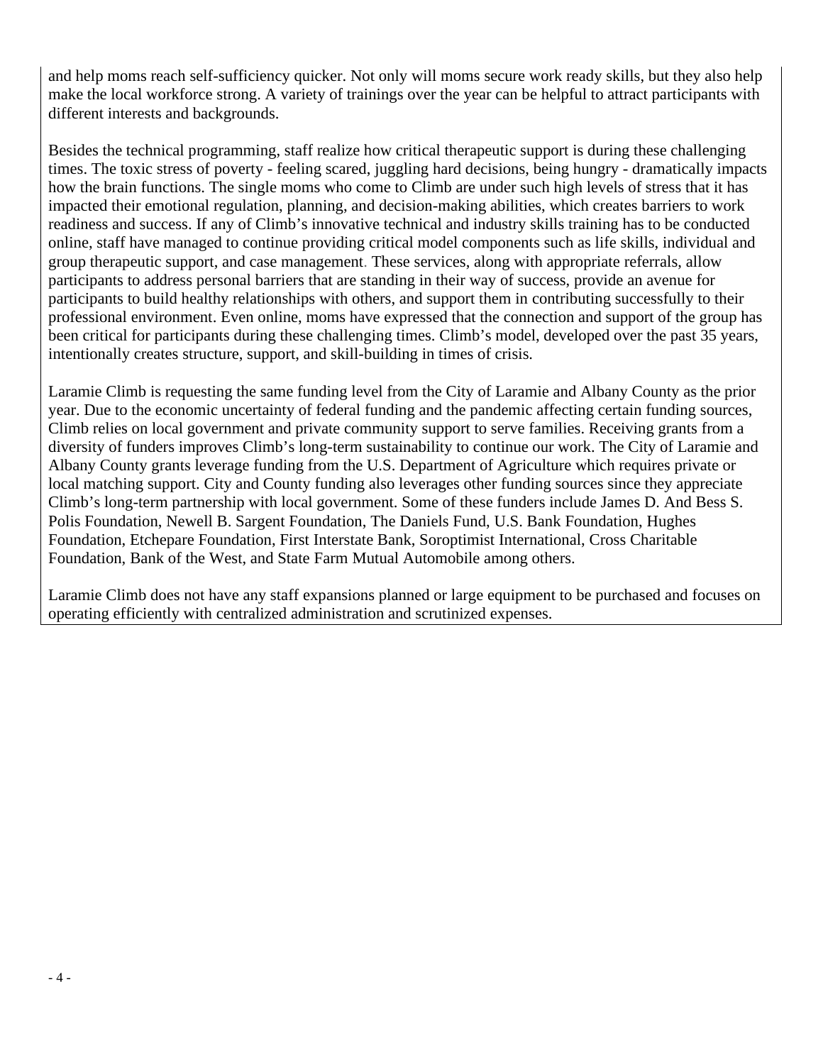and help moms reach self-sufficiency quicker. Not only will moms secure work ready skills, but they also help make the local workforce strong. A variety of trainings over the year can be helpful to attract participants with different interests and backgrounds.

Besides the technical programming, staff realize how critical therapeutic support is during these challenging times. The toxic stress of poverty - feeling scared, juggling hard decisions, being hungry - dramatically impacts how the brain functions. The single moms who come to Climb are under such high levels of stress that it has impacted their emotional regulation, planning, and decision-making abilities, which creates barriers to work readiness and success. If any of Climb's innovative technical and industry skills training has to be conducted online, staff have managed to continue providing critical model components such as life skills, individual and group therapeutic support, and case management. These services, along with appropriate referrals, allow participants to address personal barriers that are standing in their way of success, provide an avenue for participants to build healthy relationships with others, and support them in contributing successfully to their professional environment. Even online, moms have expressed that the connection and support of the group has been critical for participants during these challenging times. Climb's model, developed over the past 35 years, intentionally creates structure, support, and skill-building in times of crisis.

Laramie Climb is requesting the same funding level from the City of Laramie and Albany County as the prior year. Due to the economic uncertainty of federal funding and the pandemic affecting certain funding sources, Climb relies on local government and private community support to serve families. Receiving grants from a diversity of funders improves Climb's long-term sustainability to continue our work. The City of Laramie and Albany County grants leverage funding from the U.S. Department of Agriculture which requires private or local matching support. City and County funding also leverages other funding sources since they appreciate Climb's long-term partnership with local government. Some of these funders include James D. And Bess S. Polis Foundation, Newell B. Sargent Foundation, The Daniels Fund, U.S. Bank Foundation, Hughes Foundation, Etchepare Foundation, First Interstate Bank, Soroptimist International, Cross Charitable Foundation, Bank of the West, and State Farm Mutual Automobile among others.

Laramie Climb does not have any staff expansions planned or large equipment to be purchased and focuses on operating efficiently with centralized administration and scrutinized expenses.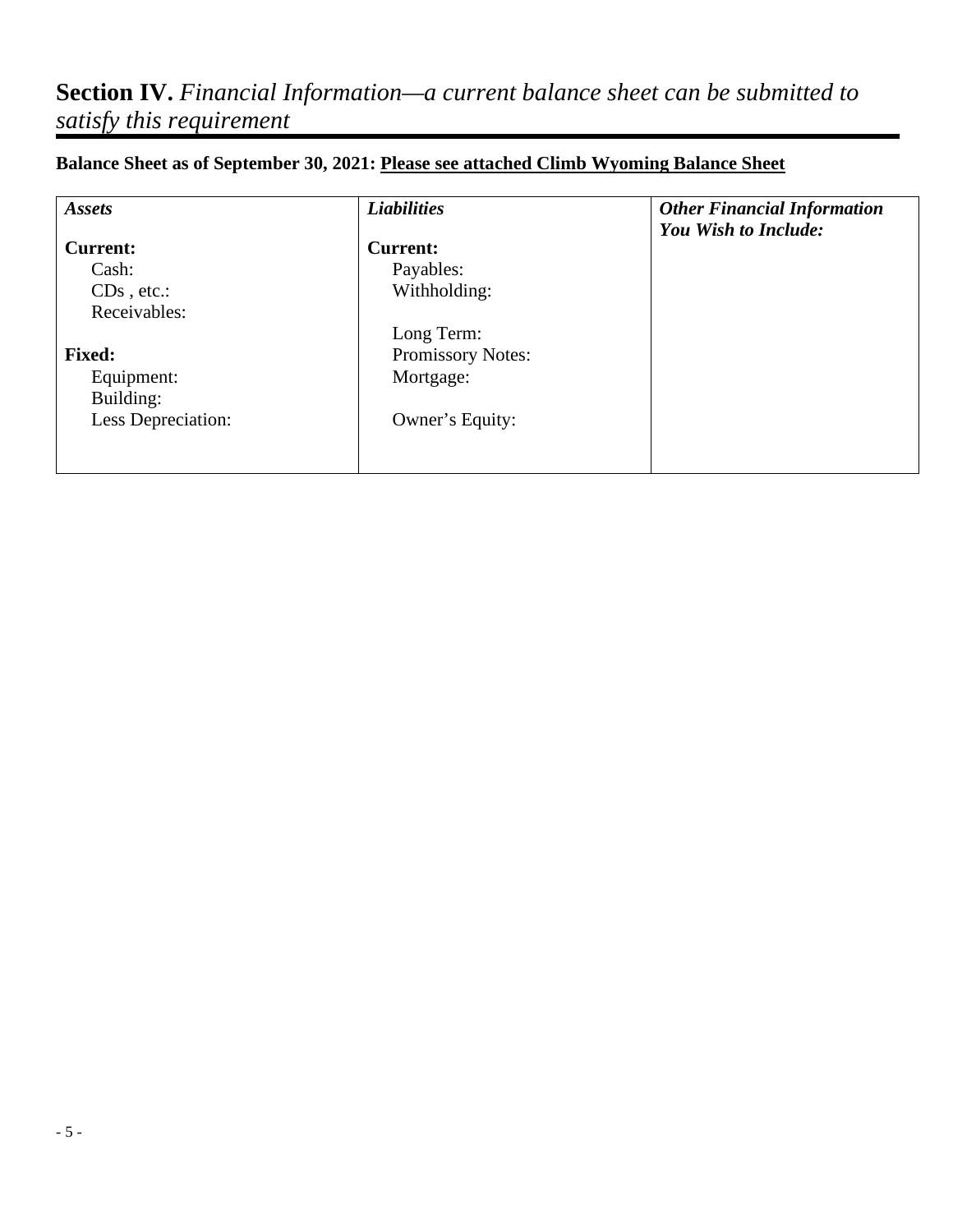## **Section IV.** *Financial Information—a current balance sheet can be submitted to satisfy this requirement*

**Balance Sheet as of September 30, 2021: <u>Please see attached Climb Wyoming Balance Sheet</u>**

| ***Assets*** | ***Liabilities*** | ***Other Financial Information You Wish to Include:*** |
|---|---|---|
| **Current:** | **Current:** | |
| Cash: | Payables: | |
| CDs , etc.: | Withholding: | |
| Receivables: | | |
| | Long Term: | |
| **Fixed:** | Promissory Notes: | |
| Equipment: | Mortgage: | |
| Building: | | |
| Less Depreciation: | Owner's Equity: | |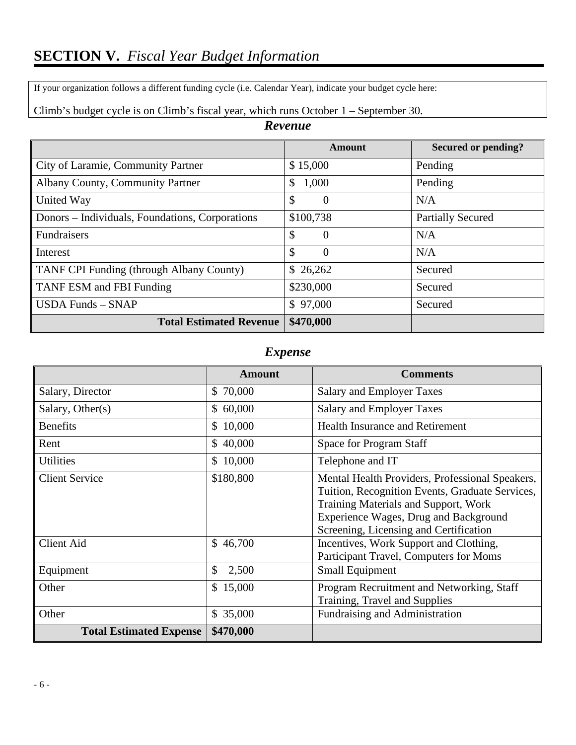# **SECTION V.** *Fiscal Year Budget Information*

If your organization follows a different funding cycle (i.e. Calendar Year), indicate your budget cycle here:

Climb's budget cycle is on Climb's fiscal year, which runs October 1 – September 30.

### *Revenue*

| | Amount | Secured or pending? |
|---|---|---|
| City of Laramie, Community Partner | $ 15,000 | Pending |
| Albany County, Community Partner | $ 1,000 | Pending |
| United Way | $ 0 | N/A |
| Donors – Individuals, Foundations, Corporations | $100,738 | Partially Secured |
| Fundraisers | $ 0 | N/A |
| Interest | $ 0 | N/A |
| TANF CPI Funding (through Albany County) | $ 26,262 | Secured |
| TANF ESM and FBI Funding | $230,000 | Secured |
| USDA Funds – SNAP | $ 97,000 | Secured |
| **Total Estimated Revenue** | **$470,000** | |

### *Expense*

| | Amount | Comments |
|---|---|---|
| Salary, Director | $ 70,000 | Salary and Employer Taxes |
| Salary, Other(s) | $ 60,000 | Salary and Employer Taxes |
| Benefits | $ 10,000 | Health Insurance and Retirement |
| Rent | $ 40,000 | Space for Program Staff |
| Utilities | $ 10,000 | Telephone and IT |
| Client Service | $180,800 | Mental Health Providers, Professional Speakers, Tuition, Recognition Events, Graduate Services, Training Materials and Support, Work Experience Wages, Drug and Background Screening, Licensing and Certification |
| Client Aid | $ 46,700 | Incentives, Work Support and Clothing, Participant Travel, Computers for Moms |
| Equipment | $ 2,500 | Small Equipment |
| Other | $ 15,000 | Program Recruitment and Networking, Staff Training, Travel and Supplies |
| Other | $ 35,000 | Fundraising and Administration |
| **Total Estimated Expense** | **$470,000** | |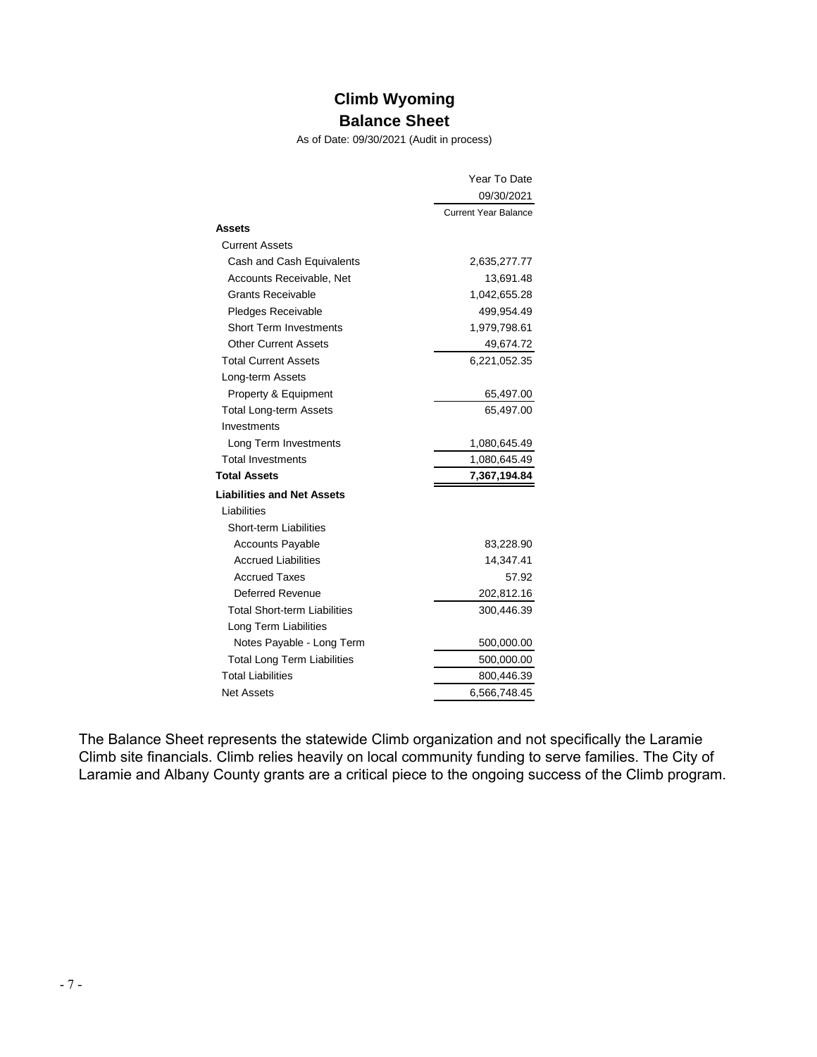# Climb Wyoming

## Balance Sheet

As of Date: 09/30/2021 (Audit in process)

| | Year To Date 09/30/2021 Current Year Balance |
|---|---|
| **Assets** | |
| Current Assets | |
| Cash and Cash Equivalents | 2,635,277.77 |
| Accounts Receivable, Net | 13,691.48 |
| Grants Receivable | 1,042,655.28 |
| Pledges Receivable | 499,954.49 |
| Short Term Investments | 1,979,798.61 |
| Other Current Assets | 49,674.72 |
| Total Current Assets | 6,221,052.35 |
| Long-term Assets | |
| Property & Equipment | 65,497.00 |
| Total Long-term Assets | 65,497.00 |
| Investments | |
| Long Term Investments | 1,080,645.49 |
| Total Investments | 1,080,645.49 |
| **Total Assets** | **7,367,194.84** |
| **Liabilities and Net Assets** | |
| Liabilities | |
| Short-term Liabilities | |
| Accounts Payable | 83,228.90 |
| Accrued Liabilities | 14,347.41 |
| Accrued Taxes | 57.92 |
| Deferred Revenue | 202,812.16 |
| Total Short-term Liabilities | 300,446.39 |
| Long Term Liabilities | |
| Notes Payable - Long Term | 500,000.00 |
| Total Long Term Liabilities | 500,000.00 |
| Total Liabilities | 800,446.39 |
| Net Assets | 6,566,748.45 |

The Balance Sheet represents the statewide Climb organization and not specifically the Laramie Climb site financials. Climb relies heavily on local community funding to serve families. The City of Laramie and Albany County grants are a critical piece to the ongoing success of the Climb program.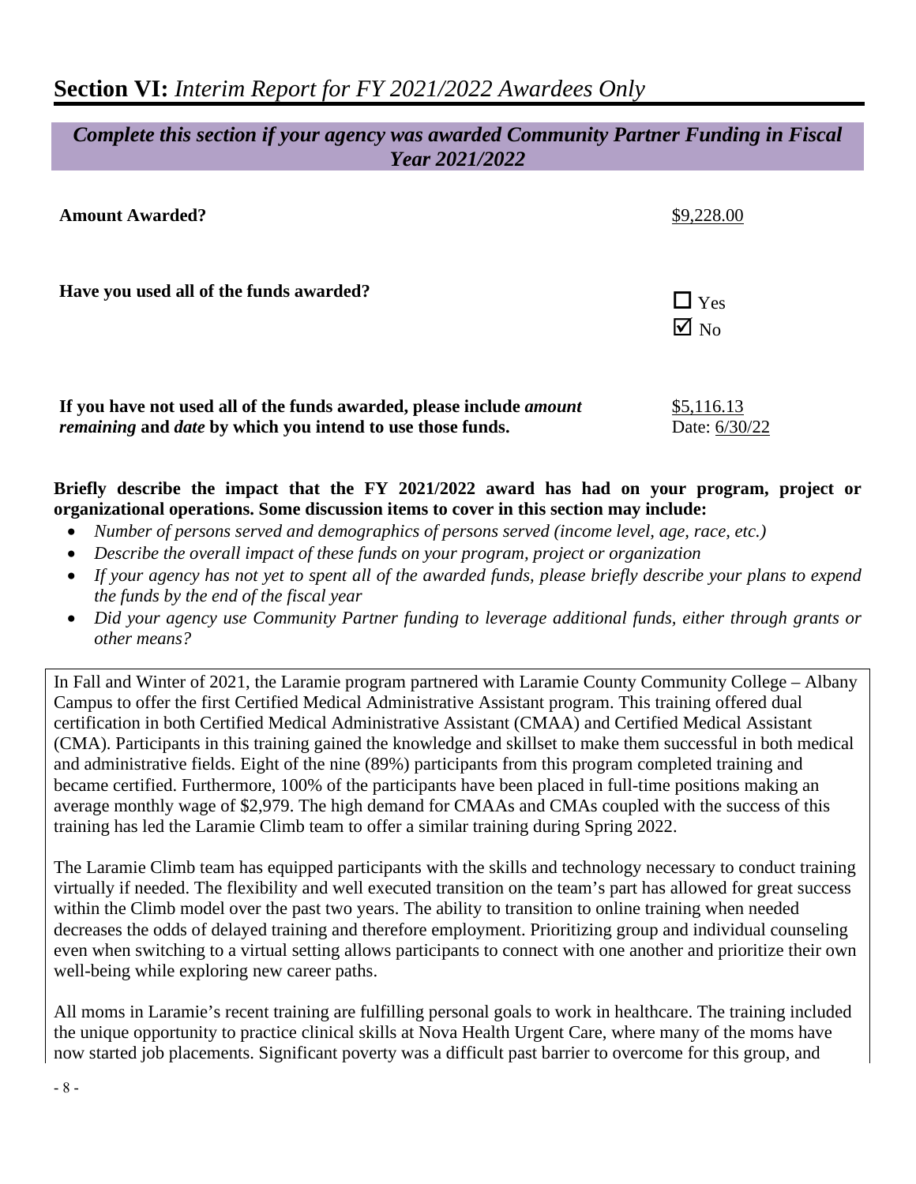## **Section VI:** *Interim Report for FY 2021/2022 Awardees Only*

***Complete this section if your agency was awarded Community Partner Funding in Fiscal Year 2021/2022***

**Amount Awarded?** $9,228.00

**Have you used all of the funds awarded?**

☐ Yes
☑ No

**If you have not used all of the funds awarded, please include *amount remaining* and *date* by which you intend to use those funds.**

$5,116.13
Date: 6/30/22

**Briefly describe the impact that the FY 2021/2022 award has had on your program, project or organizational operations. Some discussion items to cover in this section may include:**

- *Number of persons served and demographics of persons served (income level, age, race, etc.)*
- *Describe the overall impact of these funds on your program, project or organization*
- *If your agency has not yet to spent all of the awarded funds, please briefly describe your plans to expend the funds by the end of the fiscal year*
- *Did your agency use Community Partner funding to leverage additional funds, either through grants or other means?*

In Fall and Winter of 2021, the Laramie program partnered with Laramie County Community College – Albany Campus to offer the first Certified Medical Administrative Assistant program. This training offered dual certification in both Certified Medical Administrative Assistant (CMAA) and Certified Medical Assistant (CMA). Participants in this training gained the knowledge and skillset to make them successful in both medical and administrative fields. Eight of the nine (89%) participants from this program completed training and became certified. Furthermore, 100% of the participants have been placed in full-time positions making an average monthly wage of $2,979. The high demand for CMAAs and CMAs coupled with the success of this training has led the Laramie Climb team to offer a similar training during Spring 2022.

The Laramie Climb team has equipped participants with the skills and technology necessary to conduct training virtually if needed. The flexibility and well executed transition on the team's part has allowed for great success within the Climb model over the past two years. The ability to transition to online training when needed decreases the odds of delayed training and therefore employment. Prioritizing group and individual counseling even when switching to a virtual setting allows participants to connect with one another and prioritize their own well-being while exploring new career paths.

All moms in Laramie's recent training are fulfilling personal goals to work in healthcare. The training included the unique opportunity to practice clinical skills at Nova Health Urgent Care, where many of the moms have now started job placements. Significant poverty was a difficult past barrier to overcome for this group, and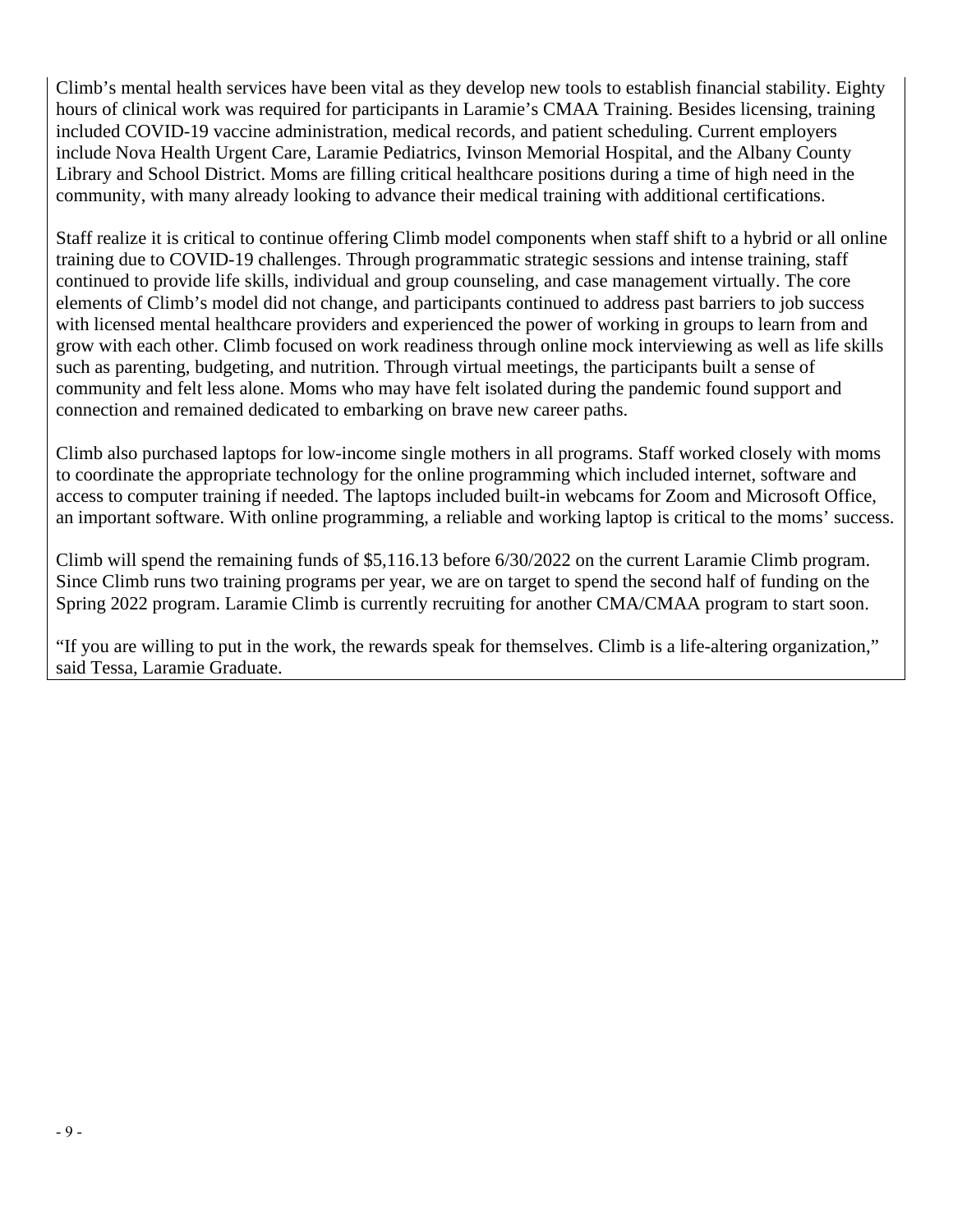Climb's mental health services have been vital as they develop new tools to establish financial stability. Eighty hours of clinical work was required for participants in Laramie's CMAA Training. Besides licensing, training included COVID-19 vaccine administration, medical records, and patient scheduling. Current employers include Nova Health Urgent Care, Laramie Pediatrics, Ivinson Memorial Hospital, and the Albany County Library and School District. Moms are filling critical healthcare positions during a time of high need in the community, with many already looking to advance their medical training with additional certifications.

Staff realize it is critical to continue offering Climb model components when staff shift to a hybrid or all online training due to COVID-19 challenges. Through programmatic strategic sessions and intense training, staff continued to provide life skills, individual and group counseling, and case management virtually. The core elements of Climb's model did not change, and participants continued to address past barriers to job success with licensed mental healthcare providers and experienced the power of working in groups to learn from and grow with each other. Climb focused on work readiness through online mock interviewing as well as life skills such as parenting, budgeting, and nutrition. Through virtual meetings, the participants built a sense of community and felt less alone. Moms who may have felt isolated during the pandemic found support and connection and remained dedicated to embarking on brave new career paths.

Climb also purchased laptops for low-income single mothers in all programs. Staff worked closely with moms to coordinate the appropriate technology for the online programming which included internet, software and access to computer training if needed. The laptops included built-in webcams for Zoom and Microsoft Office, an important software. With online programming, a reliable and working laptop is critical to the moms' success.

Climb will spend the remaining funds of $5,116.13 before 6/30/2022 on the current Laramie Climb program. Since Climb runs two training programs per year, we are on target to spend the second half of funding on the Spring 2022 program. Laramie Climb is currently recruiting for another CMA/CMAA program to start soon.

"If you are willing to put in the work, the rewards speak for themselves. Climb is a life-altering organization," said Tessa, Laramie Graduate.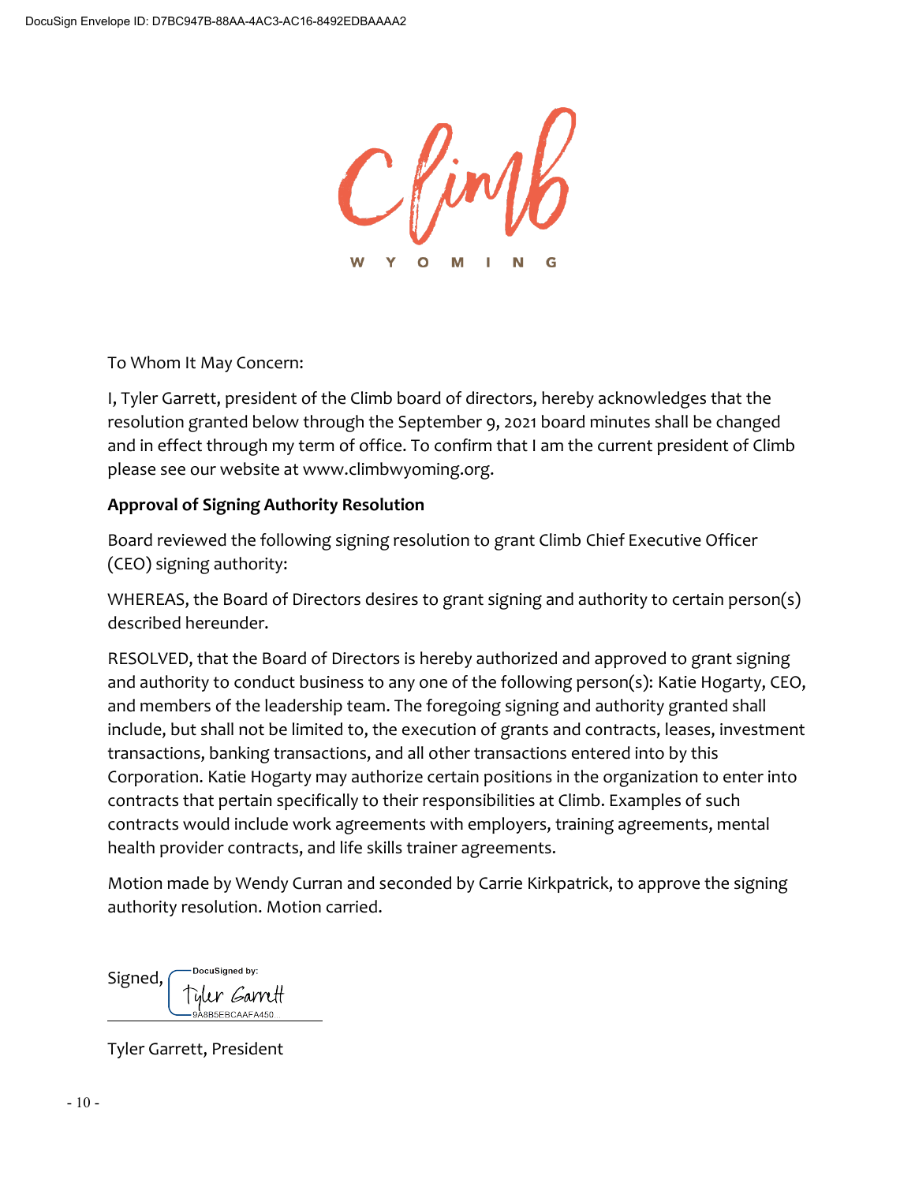DocuSign Envelope ID: D7BC947B-88AA-4AC3-AC16-8492EDBAAAA2

Climb

WYOMING

To Whom It May Concern:

I, Tyler Garrett, president of the Climb board of directors, hereby acknowledges that the resolution granted below through the September 9, 2021 board minutes shall be changed and in effect through my term of office. To confirm that I am the current president of Climb please see our website at www.climbwyoming.org.

**Approval of Signing Authority Resolution**

Board reviewed the following signing resolution to grant Climb Chief Executive Officer (CEO) signing authority:

WHEREAS, the Board of Directors desires to grant signing and authority to certain person(s) described hereunder.

RESOLVED, that the Board of Directors is hereby authorized and approved to grant signing and authority to conduct business to any one of the following person(s): Katie Hogarty, CEO, and members of the leadership team. The foregoing signing and authority granted shall include, but shall not be limited to, the execution of grants and contracts, leases, investment transactions, banking transactions, and all other transactions entered into by this Corporation. Katie Hogarty may authorize certain positions in the organization to enter into contracts that pertain specifically to their responsibilities at Climb. Examples of such contracts would include work agreements with employers, training agreements, mental health provider contracts, and life skills trainer agreements.

Motion made by Wendy Curran and seconded by Carrie Kirkpatrick, to approve the signing authority resolution. Motion carried.

Signed, DocuSigned by: Tyler Garrett
9A8B5EBCAAFA450...

Tyler Garrett, President